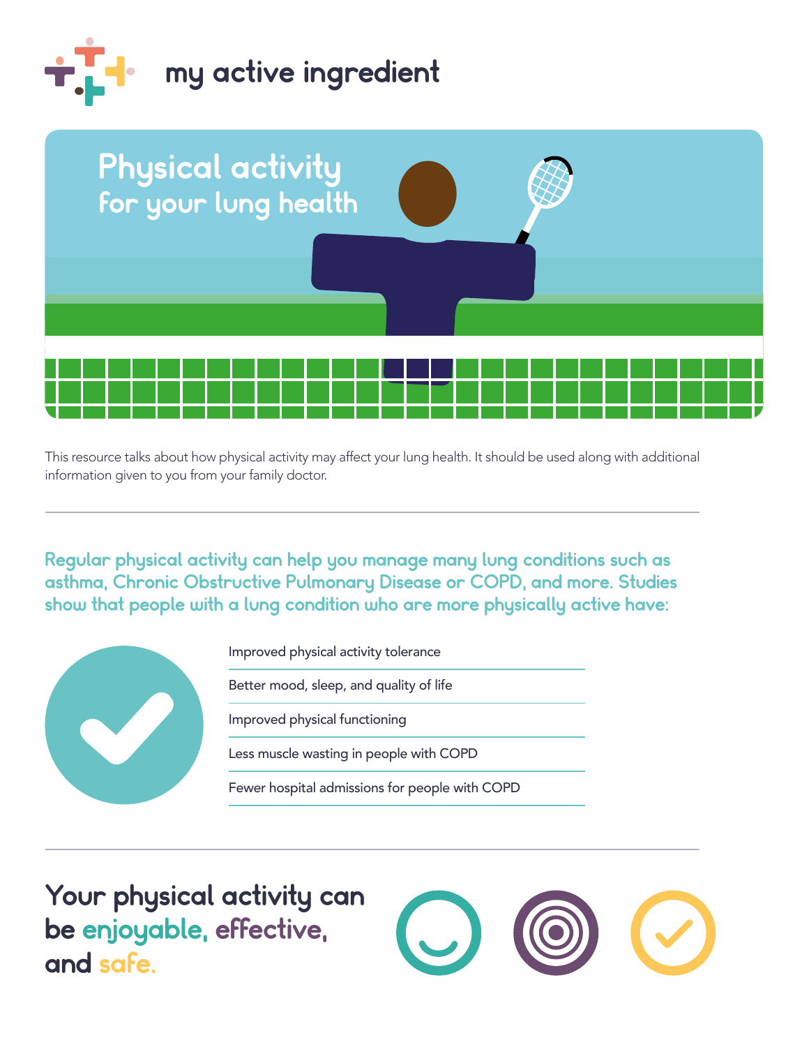my active ingredient

# Physical activity
## for your lung health

This resource talks about how physical activity may affect your lung health. It should be used along with additional information given to you from your family doctor.

---

**Regular physical activity can help you manage many lung conditions such as asthma, Chronic Obstructive Pulmonary Disease or COPD, and more. Studies show that people with a lung condition who are more physically active have:**

- Improved physical activity tolerance
- Better mood, sleep, and quality of life
- Improved physical functioning
- Less muscle wasting in people with COPD
- Fewer hospital admissions for people with COPD

---

## Your physical activity can be enjoyable, effective, and safe.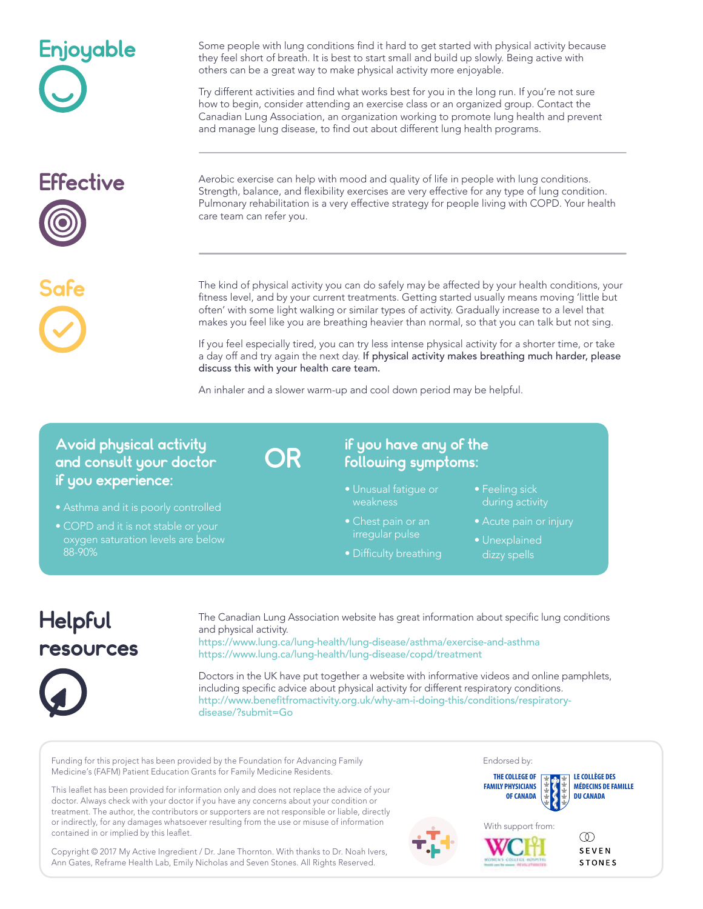## Enjoyable

Some people with lung conditions find it hard to get started with physical activity because they feel short of breath. It is best to start small and build up slowly. Being active with others can be a great way to make physical activity more enjoyable.

Try different activities and find what works best for you in the long run. If you're not sure how to begin, consider attending an exercise class or an organized group. Contact the Canadian Lung Association, an organization working to promote lung health and prevent and manage lung disease, to find out about different lung health programs.

## Effective

Aerobic exercise can help with mood and quality of life in people with lung conditions. Strength, balance, and flexibility exercises are very effective for any type of lung condition. Pulmonary rehabilitation is a very effective strategy for people living with COPD. Your health care team can refer you.

## Safe

The kind of physical activity you can do safely may be affected by your health conditions, your fitness level, and by your current treatments. Getting started usually means moving 'little but often' with some light walking or similar types of activity. Gradually increase to a level that makes you feel like you are breathing heavier than normal, so that you can talk but not sing.

If you feel especially tired, you can try less intense physical activity for a shorter time, or take a day off and try again the next day. **If physical activity makes breathing much harder, please discuss this with your health care team.**

An inhaler and a slower warm-up and cool down period may be helpful.

### Avoid physical activity and consult your doctor if you experience:

- Asthma and it is poorly controlled
- COPD and it is not stable or your oxygen saturation levels are below 88-90%

### OR

### if you have any of the following symptoms:

- Unusual fatigue or weakness
- Chest pain or an irregular pulse
- Difficulty breathing
- Feeling sick during activity
- Acute pain or injury
- Unexplained dizzy spells

## Helpful resources

The Canadian Lung Association website has great information about specific lung conditions and physical activity.
https://www.lung.ca/lung-health/lung-disease/asthma/exercise-and-asthma
https://www.lung.ca/lung-health/lung-disease/copd/treatment

Doctors in the UK have put together a website with informative videos and online pamphlets, including specific advice about physical activity for different respiratory conditions.
http://www.benefitfromactivity.org.uk/why-am-i-doing-this/conditions/respiratory-disease/?submit=Go

Funding for this project has been provided by the Foundation for Advancing Family Medicine's (FAFM) Patient Education Grants for Family Medicine Residents.

This leaflet has been provided for information only and does not replace the advice of your doctor. Always check with your doctor if you have any concerns about your condition or treatment. The author, the contributors or supporters are not responsible or liable, directly or indirectly, for any damages whatsoever resulting from the use or misuse of information contained in or implied by this leaflet.

Copyright © 2017 My Active Ingredient / Dr. Jane Thornton. With thanks to Dr. Noah Ivers, Ann Gates, Reframe Health Lab, Emily Nicholas and Seven Stones. All Rights Reserved.

Endorsed by:

THE COLLEGE OF FAMILY PHYSICIANS OF CANADA
LE COLLÈGE DES MÉDECINS DE FAMILLE DU CANADA

With support from:

WCH WOMEN'S COLLEGE HOSPITAL
SEVEN STONES